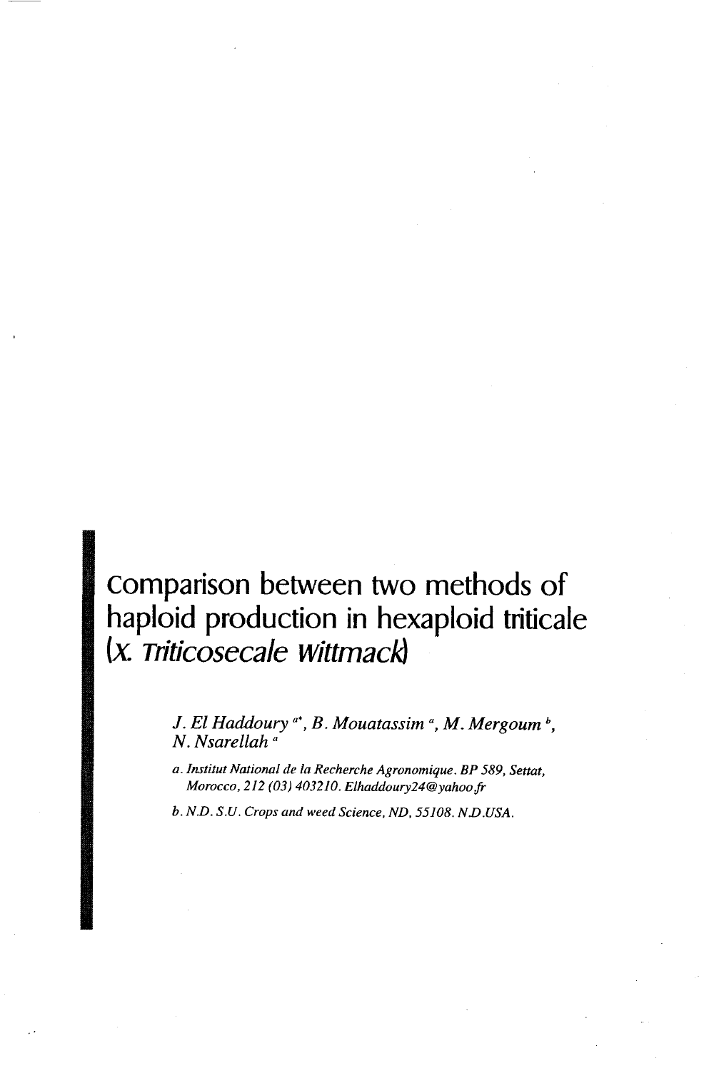# Comparison between two methods of haploid production in hexaploid triticale (*x. Triticosecale Wittmack*)

*J. El Haddoury* [a*], *B. Mouatassim* [a], *M. Mergoum* [b], *N. Nsarellah* [a]

a. *Institut National de la Recherche Agronomique. BP 589, Settat, Morocco, 212 (03) 403210. Elhaddoury24@yahoo.fr*

b. *N.D. S.U. Crops and weed Science, ND, 55108. N.D.USA.*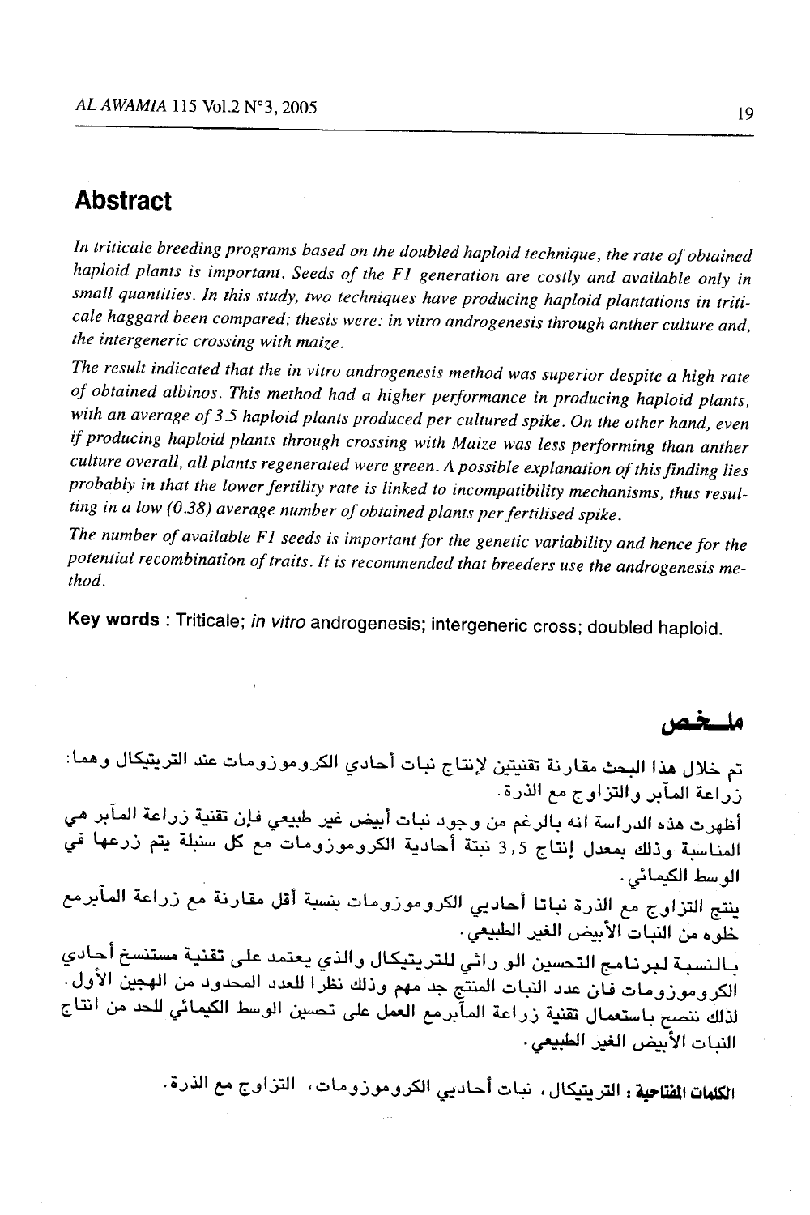## Abstract

*In triticale breeding programs based on the doubled haploid technique, the rate of obtained haploid plants is important. Seeds of the F1 generation are costly and available only in small quantities. In this study, two techniques have producing haploid plantations in triticale haggard been compared; thesis were: in vitro androgenesis through anther culture and, the intergeneric crossing with maize.*

*The result indicated that the in vitro androgenesis method was superior despite a high rate of obtained albinos. This method had a higher performance in producing haploid plants, with an average of 3.5 haploid plants produced per cultured spike. On the other hand, even if producing haploid plants through crossing with Maize was less performing than anther culture overall, all plants regenerated were green. A possible explanation of this finding lies probably in that the lower fertility rate is linked to incompatibility mechanisms, thus resulting in a low (0.38) average number of obtained plants per fertilised spike.*

*The number of available F1 seeds is important for the genetic variability and hence for the potential recombination of traits. It is recommended that breeders use the androgenesis method.*

**Key words** : Triticale; *in vitro* androgenesis; intergeneric cross; doubled haploid.

## ملخص

تم خلال هذا البحث مقارنة تقنيتين لإنتاج نبات أحادي الكروموزومات عند التريتيكال وهما: زراعة المآبر والتزاوج مع الذرة.

أظهرت هذه الدراسة انه بالرغم من وجود نبات أبيض غير طبيعي فإن تقنية زراعة المآبر هي المناسبة وذلك بمعدل إنتاج 3,5 نبتة أحادية الكروموزومات مع كل سنبلة يتم زرعها في الوسط الكيمائي.

ينتج التزاوج مع الذرة نباتا أحاديي الكروموزومات بنسبة أقل مقارنة مع زراعة المآبرمع خلوه من النبات الأبيض الغير الطبيعي.

بالنسبة لبرنامج التحسين الو راثي للتريتيكال والذي يعتمد على تقنية مستنسخ أحادي الكروموزومات فان عدد النبات المنتج جد مهم وذلك نظرا للعدد المحدود من الهجين الأول. لذلك ننصح باستعمال تقنية زراعة المآبرمع العمل على تحسين الوسط الكيمائي للحد من انتاج النبات الأبيض الغير الطبيعي.

**الكلمات المفتاحية :** التريتيكال، نبات أحاديي الكروموزومات، التزاوج مع الذرة.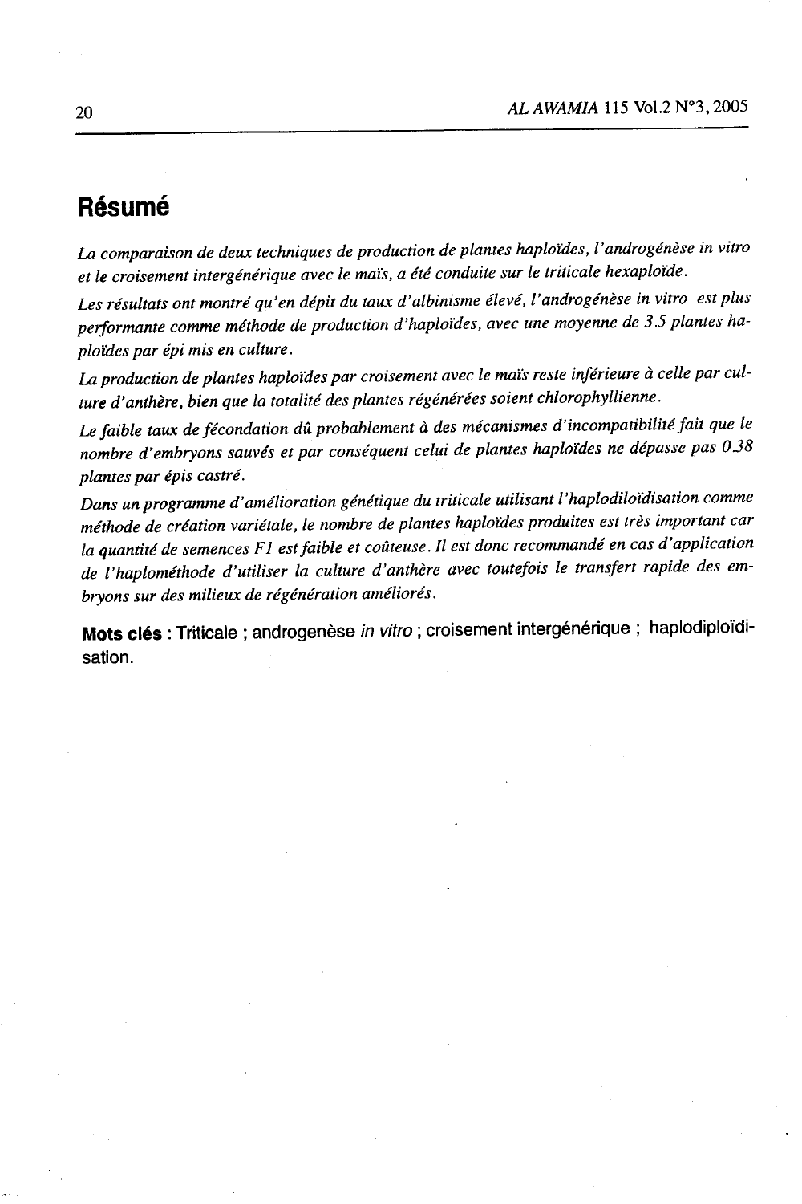# Résumé

*La comparaison de deux techniques de production de plantes haploïdes, l'androgénèse in vitro et le croisement intergénérique avec le maïs, a été conduite sur le triticale hexaploïde.*

*Les résultats ont montré qu'en dépit du taux d'albinisme élevé, l'androgénèse in vitro est plus performante comme méthode de production d'haploïdes, avec une moyenne de 3.5 plantes haploïdes par épi mis en culture.*

*La production de plantes haploïdes par croisement avec le maïs reste inférieure à celle par culture d'anthère, bien que la totalité des plantes régénérées soient chlorophyllienne.*

*Le faible taux de fécondation dû probablement à des mécanismes d'incompatibilité fait que le nombre d'embryons sauvés et par conséquent celui de plantes haploïdes ne dépasse pas 0.38 plantes par épis castré.*

*Dans un programme d'amélioration génétique du triticale utilisant l'haplodiloïdisation comme méthode de création variétale, le nombre de plantes haploïdes produites est très important car la quantité de semences F1 est faible et coûteuse. Il est donc recommandé en cas d'application de l'haplométhode d'utiliser la culture d'anthère avec toutefois le transfert rapide des embryons sur des milieux de régénération améliorés.*

**Mots clés** : Triticale ; androgenèse *in vitro* ; croisement intergénérique ; haplodiploïdisation.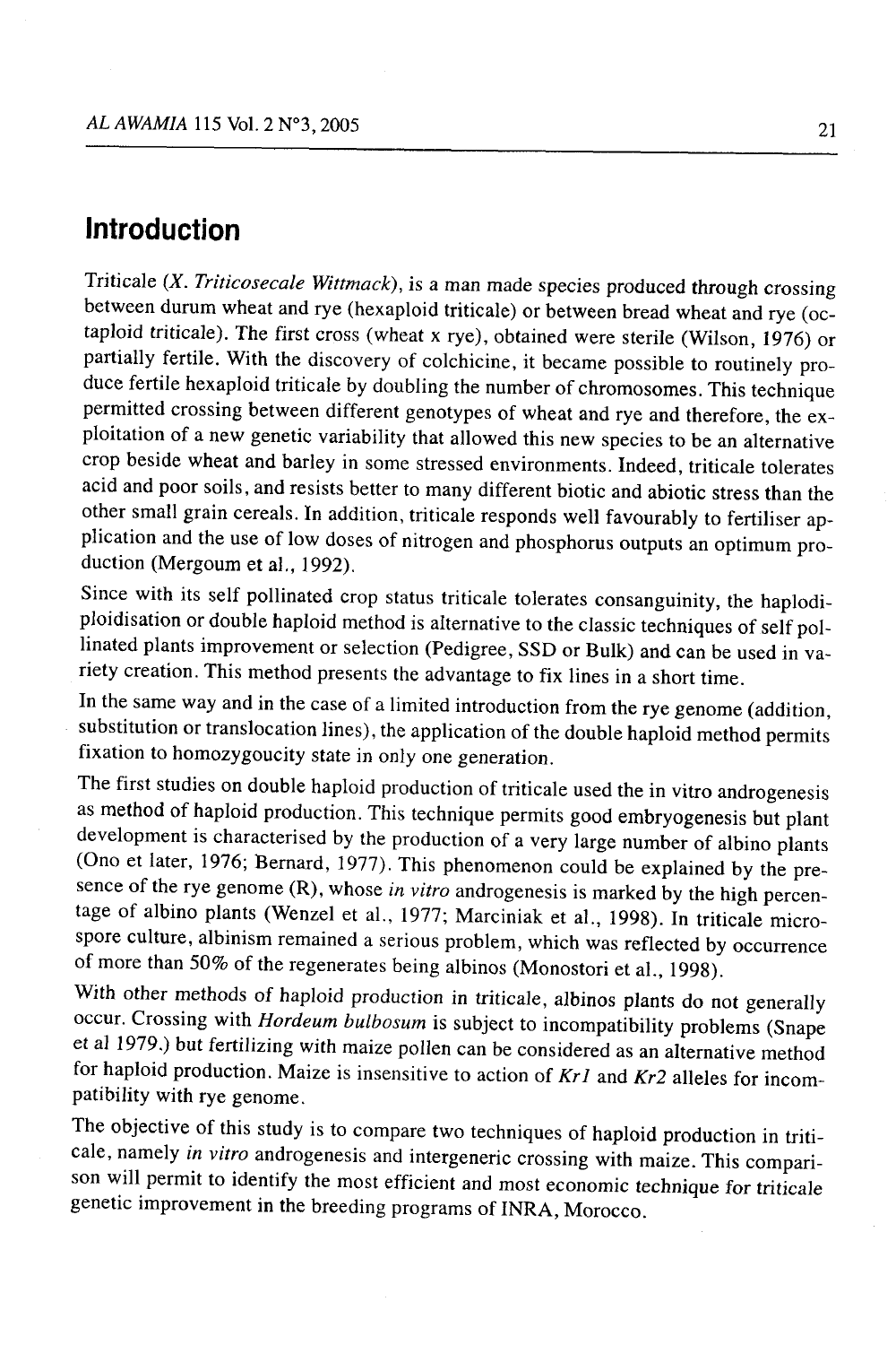## Introduction

Triticale (*X. Triticosecale Wittmack*), is a man made species produced through crossing between durum wheat and rye (hexaploid triticale) or between bread wheat and rye (octaploid triticale). The first cross (wheat x rye), obtained were sterile (Wilson, 1976) or partially fertile. With the discovery of colchicine, it became possible to routinely produce fertile hexaploid triticale by doubling the number of chromosomes. This technique permitted crossing between different genotypes of wheat and rye and therefore, the exploitation of a new genetic variability that allowed this new species to be an alternative crop beside wheat and barley in some stressed environments. Indeed, triticale tolerates acid and poor soils, and resists better to many different biotic and abiotic stress than the other small grain cereals. In addition, triticale responds well favourably to fertiliser application and the use of low doses of nitrogen and phosphorus outputs an optimum production (Mergoum et al., 1992).

Since with its self pollinated crop status triticale tolerates consanguinity, the haplodiploidisation or double haploid method is alternative to the classic techniques of self pollinated plants improvement or selection (Pedigree, SSD or Bulk) and can be used in variety creation. This method presents the advantage to fix lines in a short time.

In the same way and in the case of a limited introduction from the rye genome (addition, substitution or translocation lines), the application of the double haploid method permits fixation to homozygoucity state in only one generation.

The first studies on double haploid production of triticale used the in vitro androgenesis as method of haploid production. This technique permits good embryogenesis but plant development is characterised by the production of a very large number of albino plants (Ono et later, 1976; Bernard, 1977). This phenomenon could be explained by the presence of the rye genome (R), whose *in vitro* androgenesis is marked by the high percentage of albino plants (Wenzel et al., 1977; Marciniak et al., 1998). In triticale microspore culture, albinism remained a serious problem, which was reflected by occurrence of more than 50% of the regenerates being albinos (Monostori et al., 1998).

With other methods of haploid production in triticale, albinos plants do not generally occur. Crossing with *Hordeum bulbosum* is subject to incompatibility problems (Snape et al 1979.) but fertilizing with maize pollen can be considered as an alternative method for haploid production. Maize is insensitive to action of *Kr1* and *Kr2* alleles for incompatibility with rye genome.

The objective of this study is to compare two techniques of haploid production in triticale, namely *in vitro* androgenesis and intergeneric crossing with maize. This comparison will permit to identify the most efficient and most economic technique for triticale genetic improvement in the breeding programs of INRA, Morocco.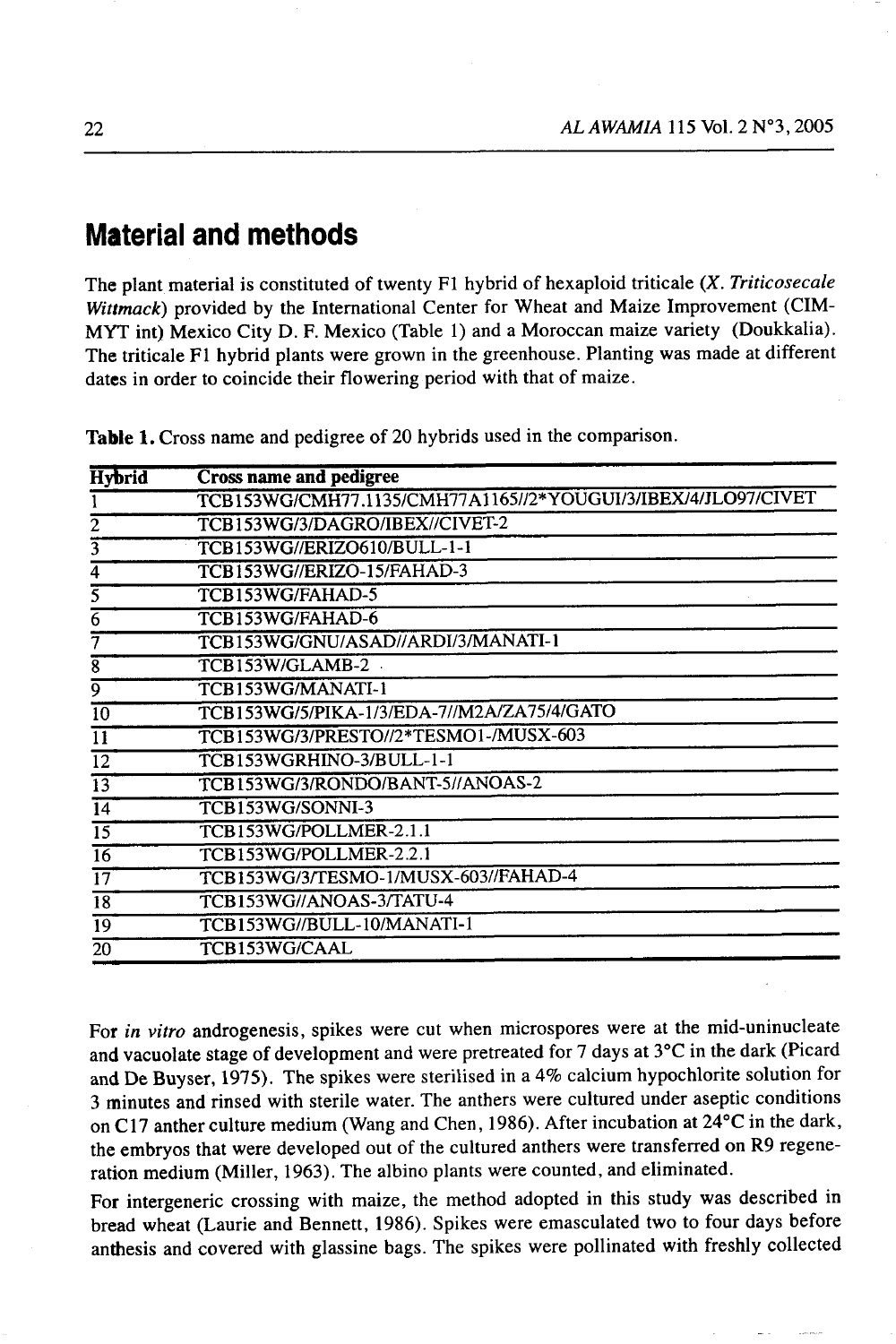## Material and methods

The plant material is constituted of twenty F1 hybrid of hexaploid triticale (*X. Triticosecale Wittmack*) provided by the International Center for Wheat and Maize Improvement (CIMMYT int) Mexico City D. F. Mexico (Table 1) and a Moroccan maize variety (Doukkalia). The triticale F1 hybrid plants were grown in the greenhouse. Planting was made at different dates in order to coincide their flowering period with that of maize.

**Table 1.** Cross name and pedigree of 20 hybrids used in the comparison.

| Hybrid | Cross name and pedigree |
|---|---|
| 1 | TCB153WG/CMH77.1135/CMH77A1165//2*YOUGUI/3/IBEX/4/JLO97/CIVET |
| 2 | TCB153WG/3/DAGRO/IBEX//CIVET-2 |
| 3 | TCB153WG//ERIZO610/BULL-1-1 |
| 4 | TCB153WG//ERIZO-15/FAHAD-3 |
| 5 | TCB153WG/FAHAD-5 |
| 6 | TCB153WG/FAHAD-6 |
| 7 | TCB153WG/GNU/ASAD//ARDI/3/MANATI-1 |
| 8 | TCB153W/GLAMB-2 |
| 9 | TCB153WG/MANATI-1 |
| 10 | TCB153WG/5/PIKA-1/3/EDA-7//M2A/ZA75/4/GATO |
| 11 | TCB153WG/3/PRESTO//2*TESMO1-/MUSX-603 |
| 12 | TCB153WGRHINO-3/BULL-1-1 |
| 13 | TCB153WG/3/RONDO/BANT-5//ANOAS-2 |
| 14 | TCB153WG/SONNI-3 |
| 15 | TCB153WG/POLLMER-2.1.1 |
| 16 | TCB153WG/POLLMER-2.2.1 |
| 17 | TCB153WG/3/TESMO-1/MUSX-603//FAHAD-4 |
| 18 | TCB153WG//ANOAS-3/TATU-4 |
| 19 | TCB153WG//BULL-10/MANATI-1 |
| 20 | TCB153WG/CAAL |

For *in vitro* androgenesis, spikes were cut when microspores were at the mid-uninucleate and vacuolate stage of development and were pretreated for 7 days at 3°C in the dark (Picard and De Buyser, 1975). The spikes were sterilised in a 4% calcium hypochlorite solution for 3 minutes and rinsed with sterile water. The anthers were cultured under aseptic conditions on C17 anther culture medium (Wang and Chen, 1986). After incubation at 24°C in the dark, the embryos that were developed out of the cultured anthers were transferred on R9 regeneration medium (Miller, 1963). The albino plants were counted, and eliminated.

For intergeneric crossing with maize, the method adopted in this study was described in bread wheat (Laurie and Bennett, 1986). Spikes were emasculated two to four days before anthesis and covered with glassine bags. The spikes were pollinated with freshly collected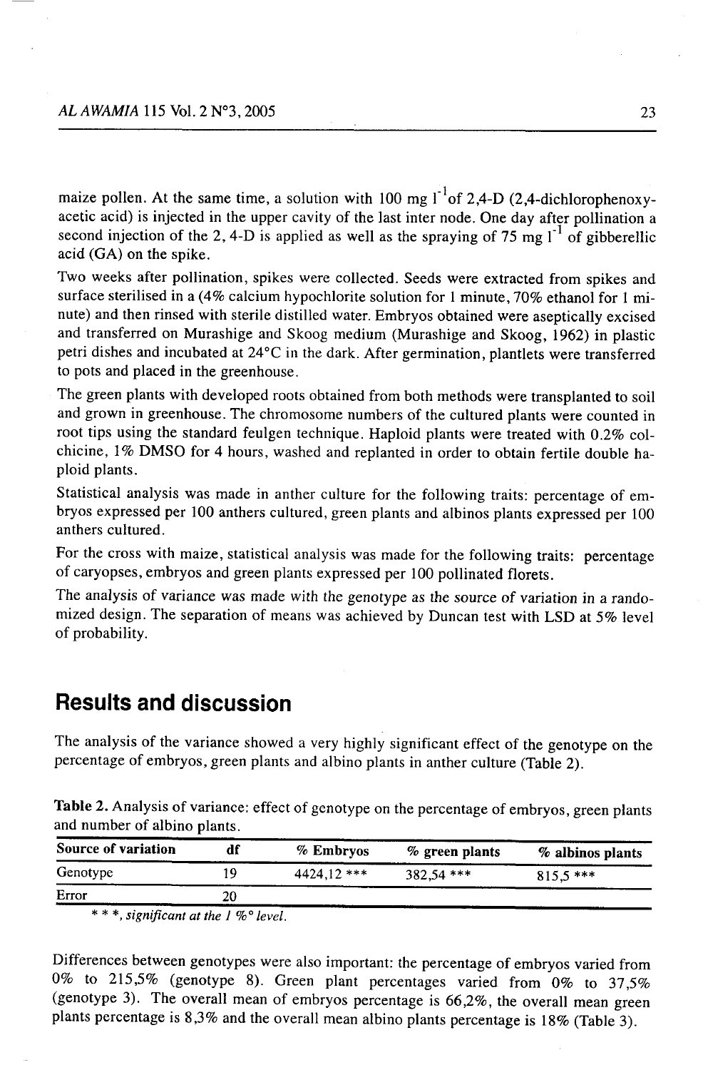maize pollen. At the same time, a solution with 100 mg $l^{-1}$ of 2,4-D (2,4-dichlorophenoxy-acetic acid) is injected in the upper cavity of the last inter node. One day after pollination a second injection of the 2, 4-D is applied as well as the spraying of 75 mg $l^{-1}$ of gibberellic acid (GA) on the spike.

Two weeks after pollination, spikes were collected. Seeds were extracted from spikes and surface sterilised in a (4% calcium hypochlorite solution for 1 minute, 70% ethanol for 1 minute) and then rinsed with sterile distilled water. Embryos obtained were aseptically excised and transferred on Murashige and Skoog medium (Murashige and Skoog, 1962) in plastic petri dishes and incubated at 24°C in the dark. After germination, plantlets were transferred to pots and placed in the greenhouse.

The green plants with developed roots obtained from both methods were transplanted to soil and grown in greenhouse. The chromosome numbers of the cultured plants were counted in root tips using the standard feulgen technique. Haploid plants were treated with 0.2% colchicine, 1% DMSO for 4 hours, washed and replanted in order to obtain fertile double haploid plants.

Statistical analysis was made in anther culture for the following traits: percentage of embryos expressed per 100 anthers cultured, green plants and albinos plants expressed per 100 anthers cultured.

For the cross with maize, statistical analysis was made for the following traits: percentage of caryopses, embryos and green plants expressed per 100 pollinated florets.

The analysis of variance was made with the genotype as the source of variation in a randomized design. The separation of means was achieved by Duncan test with LSD at 5% level of probability.

## Results and discussion

The analysis of the variance showed a very highly significant effect of the genotype on the percentage of embryos, green plants and albino plants in anther culture (Table 2).

**Table 2.** Analysis of variance: effect of genotype on the percentage of embryos, green plants and number of albino plants.

| Source of variation | df | % Embryos | % green plants | % albinos plants |
|---|---|---|---|---|
| Genotype | 19 | 4424,12 *** | 382,54 *** | 815,5 *** |
| Error | 20 | | | |

*\* \* \*, significant at the 1 %° level.*

Differences between genotypes were also important: the percentage of embryos varied from 0% to 215,5% (genotype 8). Green plant percentages varied from 0% to 37,5% (genotype 3). The overall mean of embryos percentage is 66,2%, the overall mean green plants percentage is 8,3% and the overall mean albino plants percentage is 18% (Table 3).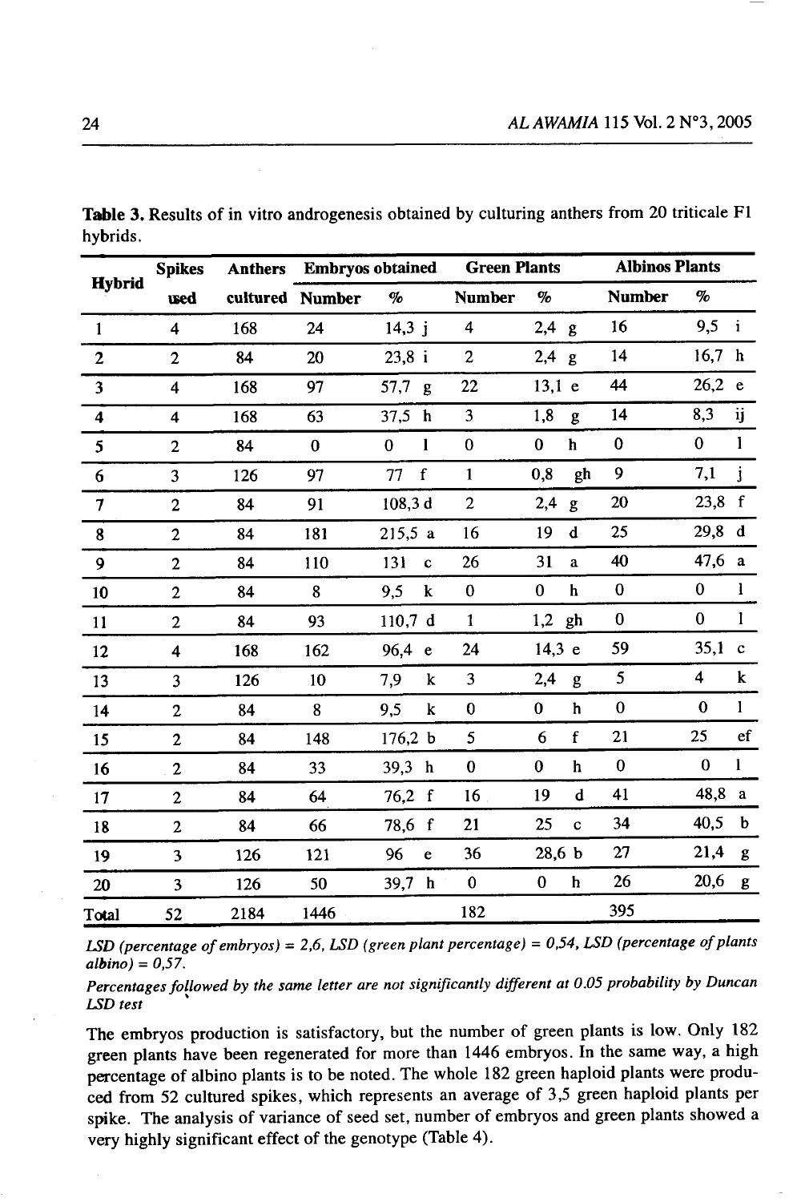**Table 3.** Results of in vitro androgenesis obtained by culturing anthers from 20 triticale F1 hybrids.

| Hybrid | Spikes used | Anthers cultured | Embryos obtained | | Green Plants | | Albinos Plants | |
|---|---|---|---|---|---|---|---|---|
| | | | Number | % | Number | % | Number | % |
| 1 | 4 | 168 | 24 | 14,3 j | 4 | 2,4 g | 16 | 9,5 i |
| 2 | 2 | 84 | 20 | 23,8 i | 2 | 2,4 g | 14 | 16,7 h |
| 3 | 4 | 168 | 97 | 57,7 g | 22 | 13,1 e | 44 | 26,2 e |
| 4 | 4 | 168 | 63 | 37,5 h | 3 | 1,8 g | 14 | 8,3 ij |
| 5 | 2 | 84 | 0 | 0 l | 0 | 0 h | 0 | 0 l |
| 6 | 3 | 126 | 97 | 77 f | 1 | 0,8 gh | 9 | 7,1 j |
| 7 | 2 | 84 | 91 | 108,3 d | 2 | 2,4 g | 20 | 23,8 f |
| 8 | 2 | 84 | 181 | 215,5 a | 16 | 19 d | 25 | 29,8 d |
| 9 | 2 | 84 | 110 | 131 c | 26 | 31 a | 40 | 47,6 a |
| 10 | 2 | 84 | 8 | 9,5 k | 0 | 0 h | 0 | 0 l |
| 11 | 2 | 84 | 93 | 110,7 d | 1 | 1,2 gh | 0 | 0 l |
| 12 | 4 | 168 | 162 | 96,4 e | 24 | 14,3 e | 59 | 35,1 c |
| 13 | 3 | 126 | 10 | 7,9 k | 3 | 2,4 g | 5 | 4 k |
| 14 | 2 | 84 | 8 | 9,5 k | 0 | 0 h | 0 | 0 l |
| 15 | 2 | 84 | 148 | 176,2 b | 5 | 6 f | 21 | 25 ef |
| 16 | 2 | 84 | 33 | 39,3 h | 0 | 0 h | 0 | 0 l |
| 17 | 2 | 84 | 64 | 76,2 f | 16 | 19 d | 41 | 48,8 a |
| 18 | 2 | 84 | 66 | 78,6 f | 21 | 25 c | 34 | 40,5 b |
| 19 | 3 | 126 | 121 | 96 e | 36 | 28,6 b | 27 | 21,4 g |
| 20 | 3 | 126 | 50 | 39,7 h | 0 | 0 h | 26 | 20,6 g |
| Total | 52 | 2184 | 1446 | | 182 | | 395 | |

*LSD (percentage of embryos) = 2,6, LSD (green plant percentage) = 0,54, LSD (percentage of plants albino) = 0,57.*

*Percentages followed by the same letter are not significantly different at 0.05 probability by Duncan LSD test*

The embryos production is satisfactory, but the number of green plants is low. Only 182 green plants have been regenerated for more than 1446 embryos. In the same way, a high percentage of albino plants is to be noted. The whole 182 green haploid plants were produced from 52 cultured spikes, which represents an average of 3,5 green haploid plants per spike. The analysis of variance of seed set, number of embryos and green plants showed a very highly significant effect of the genotype (Table 4).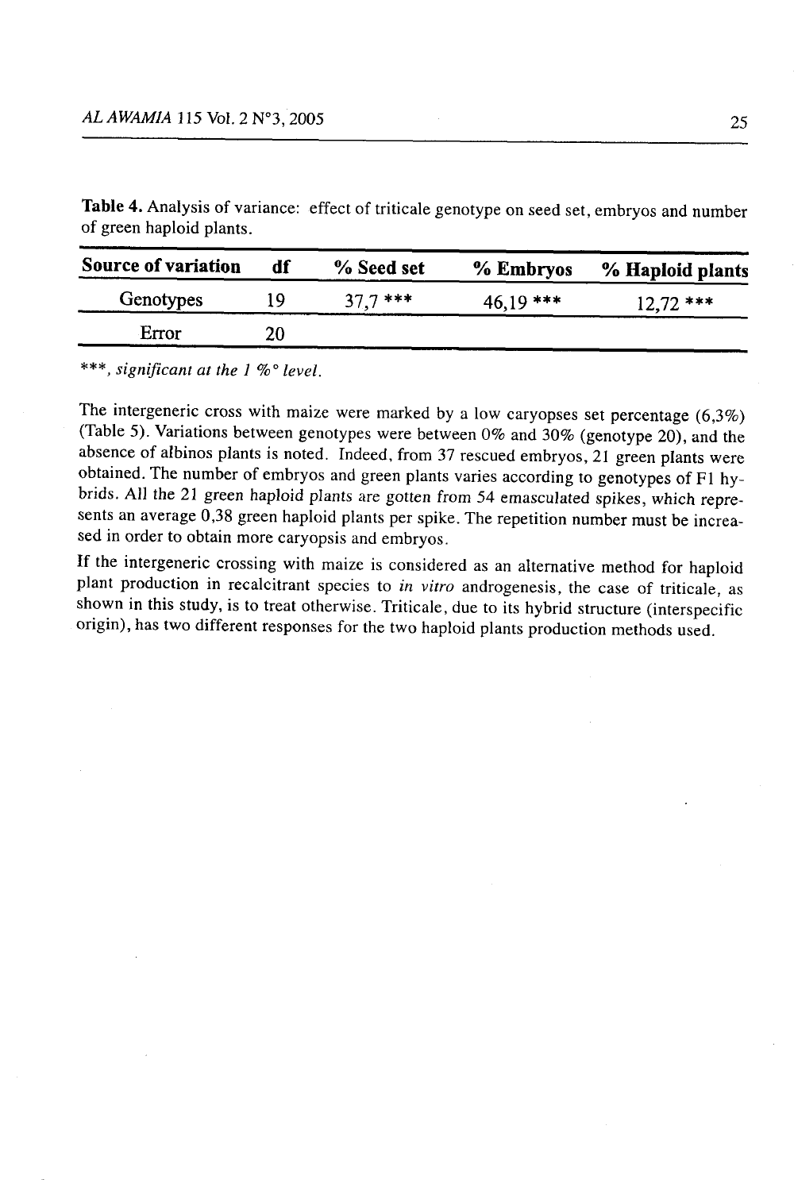**Table 4.** Analysis of variance: effect of triticale genotype on seed set, embryos and number of green haploid plants.

| Source of variation | df | % Seed set | % Embryos | % Haploid plants |
|---|---|---|---|---|
| Genotypes | 19 | 37,7 *** | 46,19 *** | 12,72 *** |
| Error | 20 | | | |

*\*\*\*, significant at the 1 %° level.*

The intergeneric cross with maize were marked by a low caryopses set percentage (6,3%) (Table 5). Variations between genotypes were between 0% and 30% (genotype 20), and the absence of albinos plants is noted. Indeed, from 37 rescued embryos, 21 green plants were obtained. The number of embryos and green plants varies according to genotypes of F1 hybrids. All the 21 green haploid plants are gotten from 54 emasculated spikes, which represents an average 0,38 green haploid plants per spike. The repetition number must be increased in order to obtain more caryopsis and embryos.

If the intergeneric crossing with maize is considered as an alternative method for haploid plant production in recalcitrant species to *in vitro* androgenesis, the case of triticale, as shown in this study, is to treat otherwise. Triticale, due to its hybrid structure (interspecific origin), has two different responses for the two haploid plants production methods used.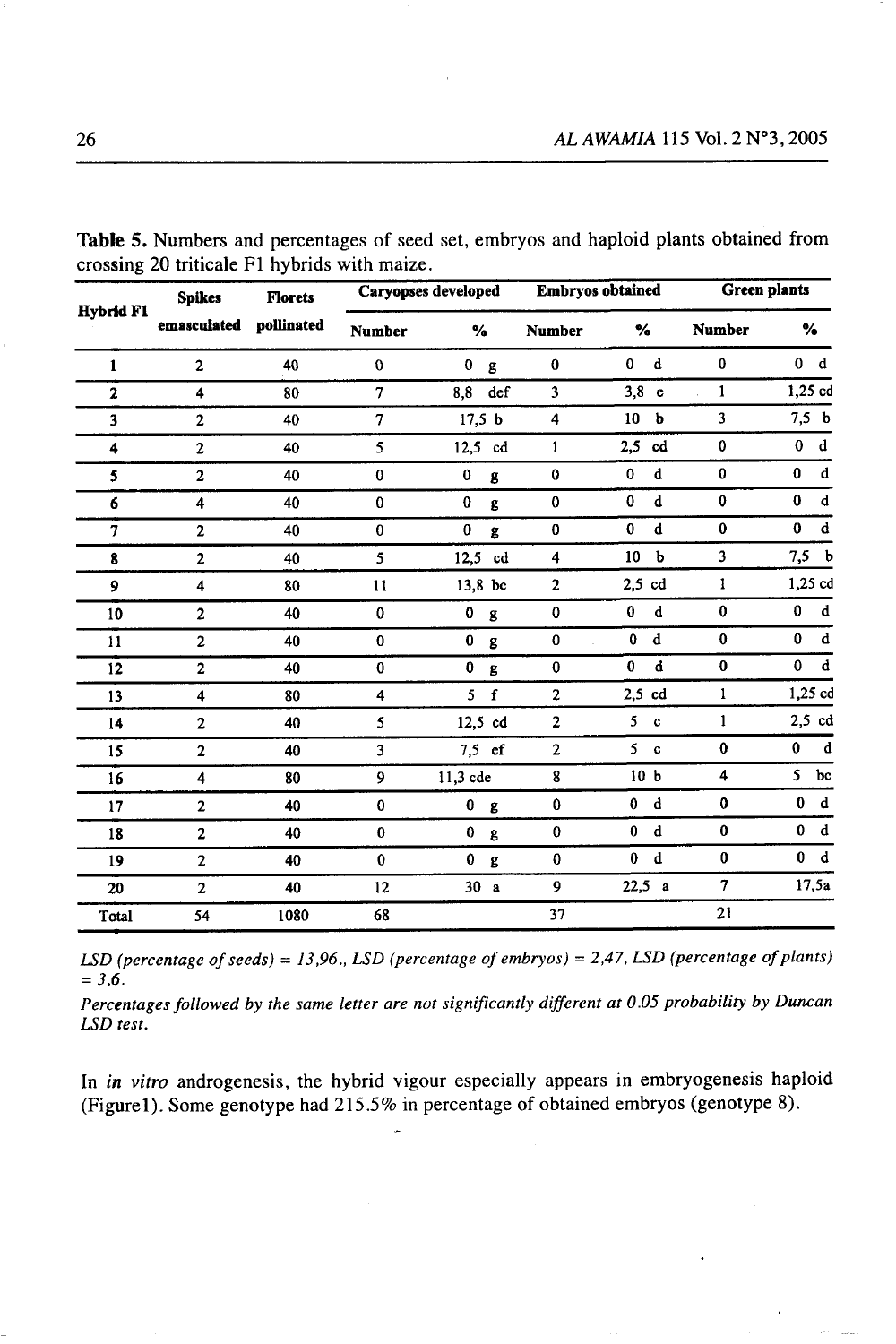**Table 5.** Numbers and percentages of seed set, embryos and haploid plants obtained from crossing 20 triticale F1 hybrids with maize.

| Hybrid F1 | Spikes emasculated | Florets pollinated | Caryopses developed | | Embryos obtained | | Green plants | |
|---|---|---|---|---|---|---|---|---|
| | | | Number | % | Number | % | Number | % |
| 1 | 2 | 40 | 0 | 0 g | 0 | 0 d | 0 | 0 d |
| 2 | 4 | 80 | 7 | 8,8 def | 3 | 3,8 e | 1 | 1,25 cd |
| 3 | 2 | 40 | 7 | 17,5 b | 4 | 10 b | 3 | 7,5 b |
| 4 | 2 | 40 | 5 | 12,5 cd | 1 | 2,5 cd | 0 | 0 d |
| 5 | 2 | 40 | 0 | 0 g | 0 | 0 d | 0 | 0 d |
| 6 | 4 | 40 | 0 | 0 g | 0 | 0 d | 0 | 0 d |
| 7 | 2 | 40 | 0 | 0 g | 0 | 0 d | 0 | 0 d |
| 8 | 2 | 40 | 5 | 12,5 cd | 4 | 10 b | 3 | 7,5 b |
| 9 | 4 | 80 | 11 | 13,8 bc | 2 | 2,5 cd | 1 | 1,25 cd |
| 10 | 2 | 40 | 0 | 0 g | 0 | 0 d | 0 | 0 d |
| 11 | 2 | 40 | 0 | 0 g | 0 | 0 d | 0 | 0 d |
| 12 | 2 | 40 | 0 | 0 g | 0 | 0 d | 0 | 0 d |
| 13 | 4 | 80 | 4 | 5 f | 2 | 2,5 cd | 1 | 1,25 cd |
| 14 | 2 | 40 | 5 | 12,5 cd | 2 | 5 c | 1 | 2,5 cd |
| 15 | 2 | 40 | 3 | 7,5 ef | 2 | 5 c | 0 | 0 d |
| 16 | 4 | 80 | 9 | 11,3 cde | 8 | 10 b | 4 | 5 bc |
| 17 | 2 | 40 | 0 | 0 g | 0 | 0 d | 0 | 0 d |
| 18 | 2 | 40 | 0 | 0 g | 0 | 0 d | 0 | 0 d |
| 19 | 2 | 40 | 0 | 0 g | 0 | 0 d | 0 | 0 d |
| 20 | 2 | 40 | 12 | 30 a | 9 | 22,5 a | 7 | 17,5a |
| Total | 54 | 1080 | 68 | | 37 | | 21 | |

*LSD (percentage of seeds) = 13,96., LSD (percentage of embryos) = 2,47, LSD (percentage of plants) = 3,6.*

*Percentages followed by the same letter are not significantly different at 0.05 probability by Duncan LSD test.*

In *in vitro* androgenesis, the hybrid vigour especially appears in embryogenesis haploid (Figure1). Some genotype had 215.5% in percentage of obtained embryos (genotype 8).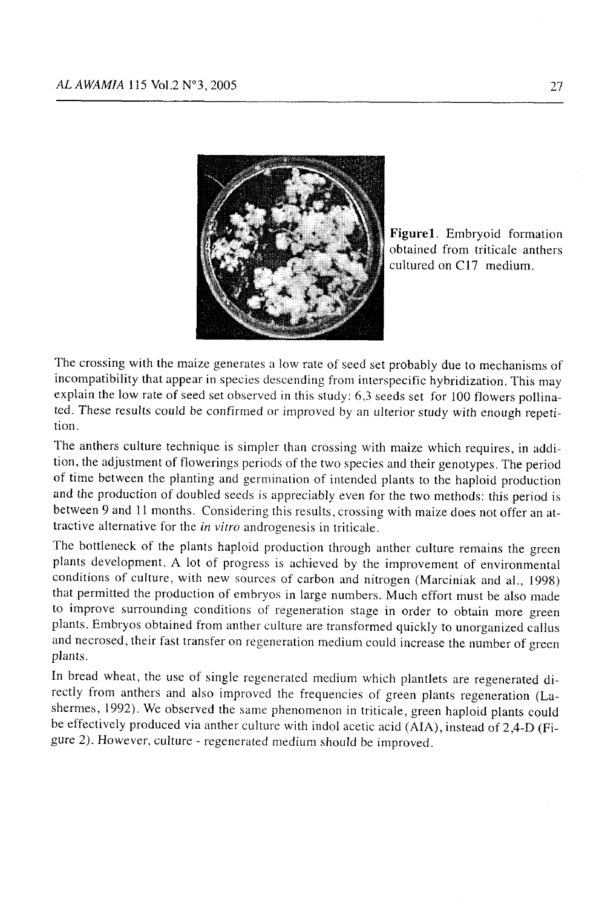**Figure1**. Embryoid formation obtained from triticale anthers cultured on C17 medium.

The crossing with the maize generates a low rate of seed set probably due to mechanisms of incompatibility that appear in species descending from interspecific hybridization. This may explain the low rate of seed set observed in this study: 6,3 seeds set for 100 flowers pollinated. These results could be confirmed or improved by an ulterior study with enough repetition.

The anthers culture technique is simpler than crossing with maize which requires, in addition, the adjustment of flowerings periods of the two species and their genotypes. The period of time between the planting and germination of intended plants to the haploid production and the production of doubled seeds is appreciably even for the two methods: this period is between 9 and 11 months. Considering this results, crossing with maize does not offer an attractive alternative for the *in vitro* androgenesis in triticale.

The bottleneck of the plants haploid production through anther culture remains the green plants development. A lot of progress is achieved by the improvement of environmental conditions of culture, with new sources of carbon and nitrogen (Marciniak and al., 1998) that permitted the production of embryos in large numbers. Much effort must be also made to improve surrounding conditions of regeneration stage in order to obtain more green plants. Embryos obtained from anther culture are transformed quickly to unorganized callus and necrosed, their fast transfer on regeneration medium could increase the number of green plants.

In bread wheat, the use of single regenerated medium which plantlets are regenerated directly from anthers and also improved the frequencies of green plants regeneration (Lashermes, 1992). We observed the same phenomenon in triticale, green haploid plants could be effectively produced via anther culture with indol acetic acid (AIA), instead of 2,4-D (Figure 2). However, culture - regenerated medium should be improved.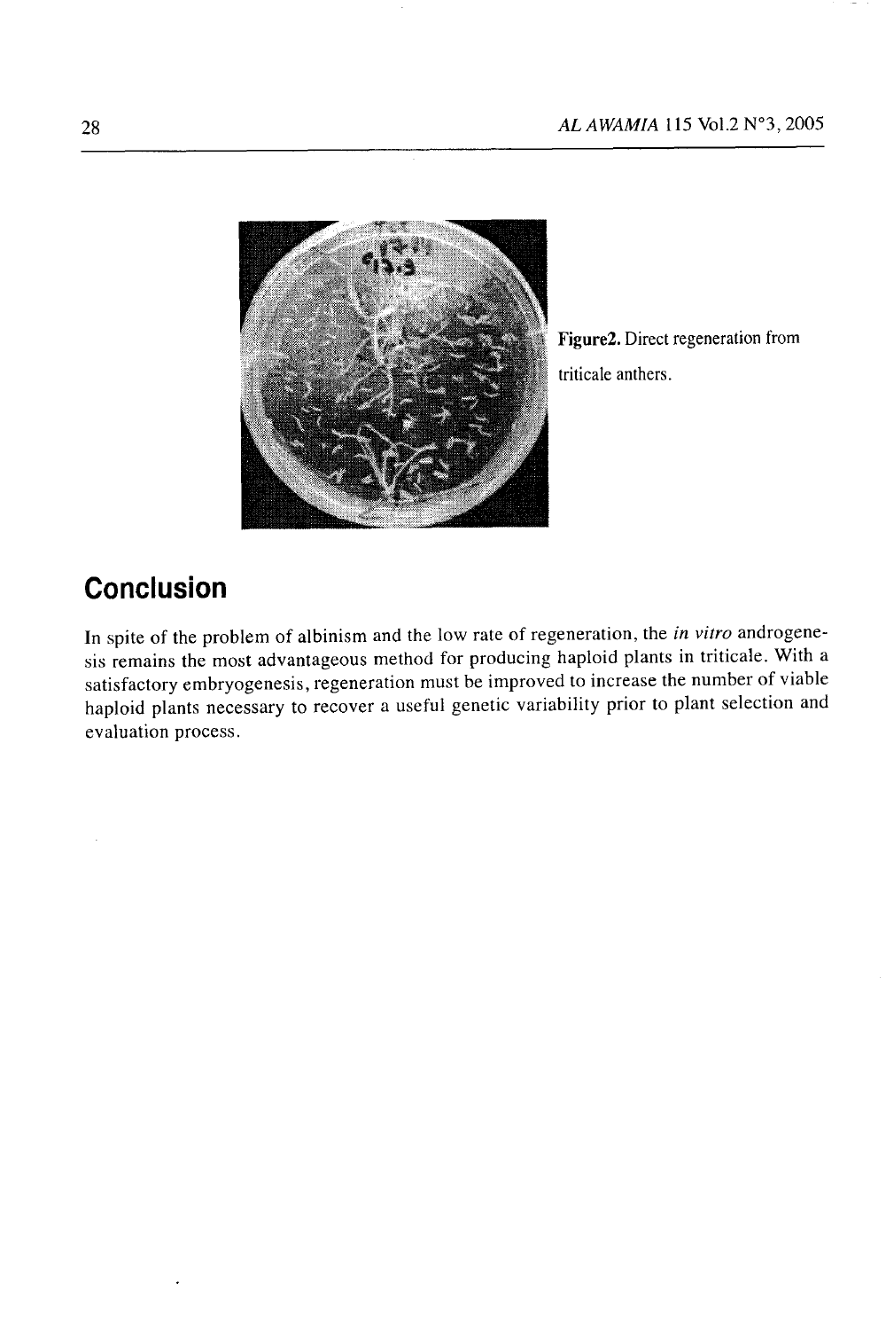Figure2. Direct regeneration from triticale anthers.

## Conclusion

In spite of the problem of albinism and the low rate of regeneration, the *in vitro* androgenesis remains the most advantageous method for producing haploid plants in triticale. With a satisfactory embryogenesis, regeneration must be improved to increase the number of viable haploid plants necessary to recover a useful genetic variability prior to plant selection and evaluation process.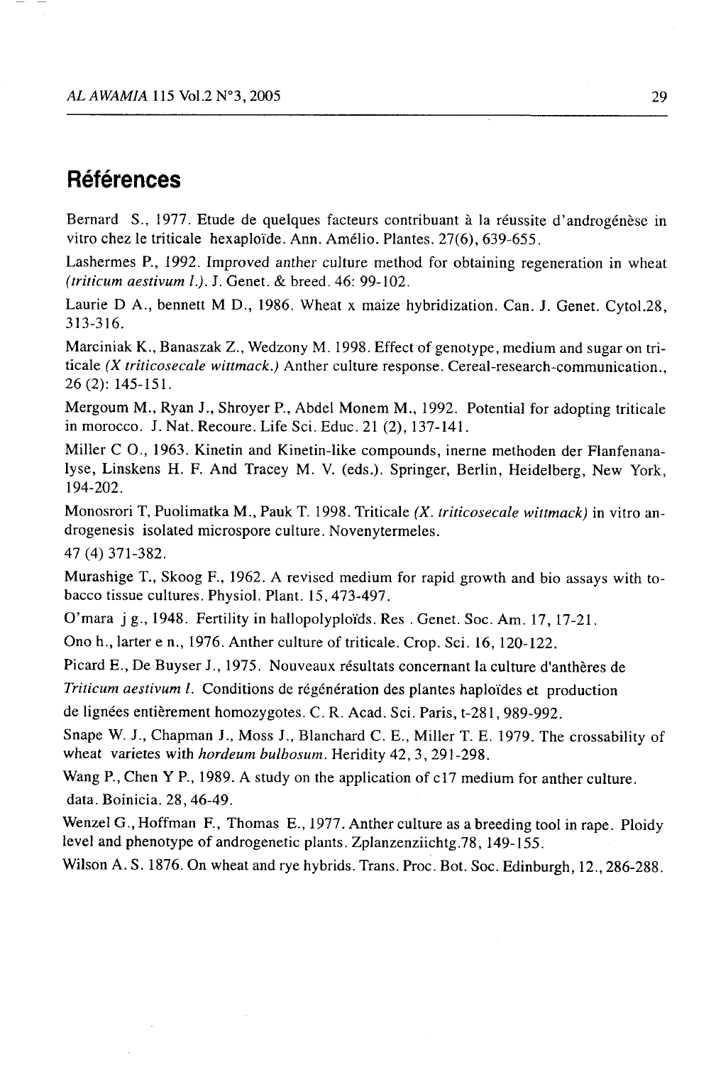# Références

Bernard S., 1977. Etude de quelques facteurs contribuant à la réussite d'androgénèse in vitro chez le triticale hexaploïde. Ann. Amélio. Plantes. 27(6), 639-655.

Lashermes P., 1992. Improved anther culture method for obtaining regeneration in wheat *(triticum aestivum l.)*. J. Genet. & breed. 46: 99-102.

Laurie D A., bennett M D., 1986. Wheat x maize hybridization. Can. J. Genet. Cytol.28, 313-316.

Marciniak K., Banaszak Z., Wedzony M. 1998. Effect of genotype, medium and sugar on triticale *(X triticosecale wittmack.)* Anther culture response. Cereal-research-communication., 26 (2): 145-151.

Mergoum M., Ryan J., Shroyer P., Abdel Monem M., 1992. Potential for adopting triticale in morocco. J. Nat. Recoure. Life Sci. Educ. 21 (2), 137-141.

Miller C O., 1963. Kinetin and Kinetin-like compounds, inerne methoden der Flanfenanalyse, Linskens H. F. And Tracey M. V. (eds.). Springer, Berlin, Heidelberg, New York, 194-202.

Monosrori T, Puolimatka M., Pauk T. 1998. Triticale *(X. triticosecale wittmack)* in vitro androgenesis isolated microspore culture. Novenytermeles.

47 (4) 371-382.

Murashige T., Skoog F., 1962. A revised medium for rapid growth and bio assays with tobacco tissue cultures. Physiol. Plant. 15, 473-497.

O'mara j g., 1948. Fertility in hallopolyploïds. Res . Genet. Soc. Am. 17, 17-21.

Ono h., larter e n., 1976. Anther culture of triticale. Crop. Sci. 16, 120-122.

Picard E., De Buyser J., 1975. Nouveaux résultats concernant la culture d'anthères de *Triticum aestivum l.* Conditions de régénération des plantes haploïdes et production de lignées entièrement homozygotes. C. R. Acad. Sci. Paris, t-281, 989-992.

Snape W. J., Chapman J., Moss J., Blanchard C. E., Miller T. E. 1979. The crossability of wheat varietes with *hordeum bulbosum*. Heridity 42, 3, 291-298.

Wang P., Chen Y P., 1989. A study on the application of c17 medium for anther culture. data. Boinicia. 28, 46-49.

Wenzel G., Hoffman F., Thomas E., 1977. Anther culture as a breeding tool in rape. Ploidy level and phenotype of androgenetic plants. Zplanzenziichtg.78, 149-155.

Wilson A. S. 1876. On wheat and rye hybrids. Trans. Proc. Bot. Soc. Edinburgh, 12., 286-288.